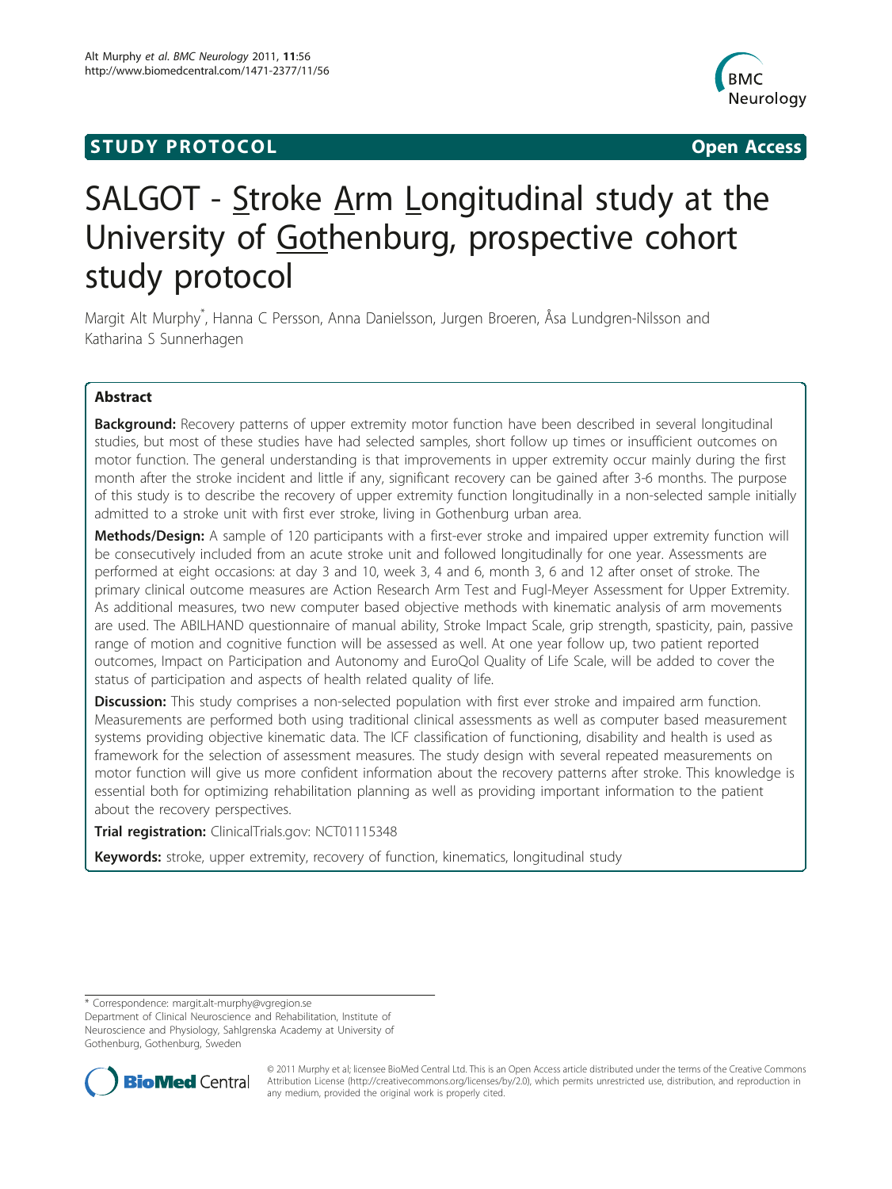**STUDY PROTOCOL** **Open Access**

# SALGOT - Stroke Arm Longitudinal study at the University of Gothenburg, prospective cohort study protocol

Margit Alt Murphy*, Hanna C Persson, Anna Danielsson, Jurgen Broeren, Åsa Lundgren-Nilsson and Katharina S Sunnerhagen

## Abstract

**Background:** Recovery patterns of upper extremity motor function have been described in several longitudinal studies, but most of these studies have had selected samples, short follow up times or insufficient outcomes on motor function. The general understanding is that improvements in upper extremity occur mainly during the first month after the stroke incident and little if any, significant recovery can be gained after 3-6 months. The purpose of this study is to describe the recovery of upper extremity function longitudinally in a non-selected sample initially admitted to a stroke unit with first ever stroke, living in Gothenburg urban area.

**Methods/Design:** A sample of 120 participants with a first-ever stroke and impaired upper extremity function will be consecutively included from an acute stroke unit and followed longitudinally for one year. Assessments are performed at eight occasions: at day 3 and 10, week 3, 4 and 6, month 3, 6 and 12 after onset of stroke. The primary clinical outcome measures are Action Research Arm Test and Fugl-Meyer Assessment for Upper Extremity. As additional measures, two new computer based objective methods with kinematic analysis of arm movements are used. The ABILHAND questionnaire of manual ability, Stroke Impact Scale, grip strength, spasticity, pain, passive range of motion and cognitive function will be assessed as well. At one year follow up, two patient reported outcomes, Impact on Participation and Autonomy and EuroQol Quality of Life Scale, will be added to cover the status of participation and aspects of health related quality of life.

**Discussion:** This study comprises a non-selected population with first ever stroke and impaired arm function. Measurements are performed both using traditional clinical assessments as well as computer based measurement systems providing objective kinematic data. The ICF classification of functioning, disability and health is used as framework for the selection of assessment measures. The study design with several repeated measurements on motor function will give us more confident information about the recovery patterns after stroke. This knowledge is essential both for optimizing rehabilitation planning as well as providing important information to the patient about the recovery perspectives.

**Trial registration:** ClinicalTrials.gov: NCT01115348

**Keywords:** stroke, upper extremity, recovery of function, kinematics, longitudinal study

---

\* Correspondence: margit.alt-murphy@vgregion.se
Department of Clinical Neuroscience and Rehabilitation, Institute of Neuroscience and Physiology, Sahlgrenska Academy at University of Gothenburg, Gothenburg, Sweden

© 2011 Murphy et al; licensee BioMed Central Ltd. This is an Open Access article distributed under the terms of the Creative Commons Attribution License (http://creativecommons.org/licenses/by/2.0), which permits unrestricted use, distribution, and reproduction in any medium, provided the original work is properly cited.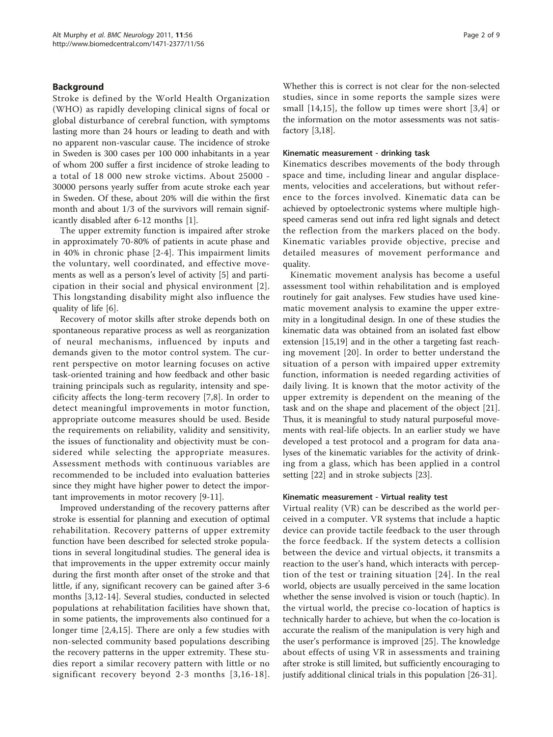## Background

Stroke is defined by the World Health Organization (WHO) as rapidly developing clinical signs of focal or global disturbance of cerebral function, with symptoms lasting more than 24 hours or leading to death and with no apparent non-vascular cause. The incidence of stroke in Sweden is 300 cases per 100 000 inhabitants in a year of whom 200 suffer a first incidence of stroke leading to a total of 18 000 new stroke victims. About 25000 - 30000 persons yearly suffer from acute stroke each year in Sweden. Of these, about 20% will die within the first month and about 1/3 of the survivors will remain significantly disabled after 6-12 months [1].

The upper extremity function is impaired after stroke in approximately 70-80% of patients in acute phase and in 40% in chronic phase [2-4]. This impairment limits the voluntary, well coordinated, and effective movements as well as a person's level of activity [5] and participation in their social and physical environment [2]. This longstanding disability might also influence the quality of life [6].

Recovery of motor skills after stroke depends both on spontaneous reparative process as well as reorganization of neural mechanisms, influenced by inputs and demands given to the motor control system. The current perspective on motor learning focuses on active task-oriented training and how feedback and other basic training principals such as regularity, intensity and specificity affects the long-term recovery [7,8]. In order to detect meaningful improvements in motor function, appropriate outcome measures should be used. Beside the requirements on reliability, validity and sensitivity, the issues of functionality and objectivity must be considered while selecting the appropriate measures. Assessment methods with continuous variables are recommended to be included into evaluation batteries since they might have higher power to detect the important improvements in motor recovery [9-11].

Improved understanding of the recovery patterns after stroke is essential for planning and execution of optimal rehabilitation. Recovery patterns of upper extremity function have been described for selected stroke populations in several longitudinal studies. The general idea is that improvements in the upper extremity occur mainly during the first month after onset of the stroke and that little, if any, significant recovery can be gained after 3-6 months [3,12-14]. Several studies, conducted in selected populations at rehabilitation facilities have shown that, in some patients, the improvements also continued for a longer time [2,4,15]. There are only a few studies with non-selected community based populations describing the recovery patterns in the upper extremity. These studies report a similar recovery pattern with little or no significant recovery beyond 2-3 months [3,16-18]. Whether this is correct is not clear for the non-selected studies, since in some reports the sample sizes were small [14,15], the follow up times were short [3,4] or the information on the motor assessments was not satisfactory [3,18].

### Kinematic measurement - drinking task

Kinematics describes movements of the body through space and time, including linear and angular displacements, velocities and accelerations, but without reference to the forces involved. Kinematic data can be achieved by optoelectronic systems where multiple high-speed cameras send out infra red light signals and detect the reflection from the markers placed on the body. Kinematic variables provide objective, precise and detailed measures of movement performance and quality.

Kinematic movement analysis has become a useful assessment tool within rehabilitation and is employed routinely for gait analyses. Few studies have used kinematic movement analysis to examine the upper extremity in a longitudinal design. In one of these studies the kinematic data was obtained from an isolated fast elbow extension [15,19] and in the other a targeting fast reaching movement [20]. In order to better understand the situation of a person with impaired upper extremity function, information is needed regarding activities of daily living. It is known that the motor activity of the upper extremity is dependent on the meaning of the task and on the shape and placement of the object [21]. Thus, it is meaningful to study natural purposeful movements with real-life objects. In an earlier study we have developed a test protocol and a program for data analyses of the kinematic variables for the activity of drinking from a glass, which has been applied in a control setting [22] and in stroke subjects [23].

### Kinematic measurement - Virtual reality test

Virtual reality (VR) can be described as the world perceived in a computer. VR systems that include a haptic device can provide tactile feedback to the user through the force feedback. If the system detects a collision between the device and virtual objects, it transmits a reaction to the user's hand, which interacts with perception of the test or training situation [24]. In the real world, objects are usually perceived in the same location whether the sense involved is vision or touch (haptic). In the virtual world, the precise co-location of haptics is technically harder to achieve, but when the co-location is accurate the realism of the manipulation is very high and the user's performance is improved [25]. The knowledge about effects of using VR in assessments and training after stroke is still limited, but sufficiently encouraging to justify additional clinical trials in this population [26-31].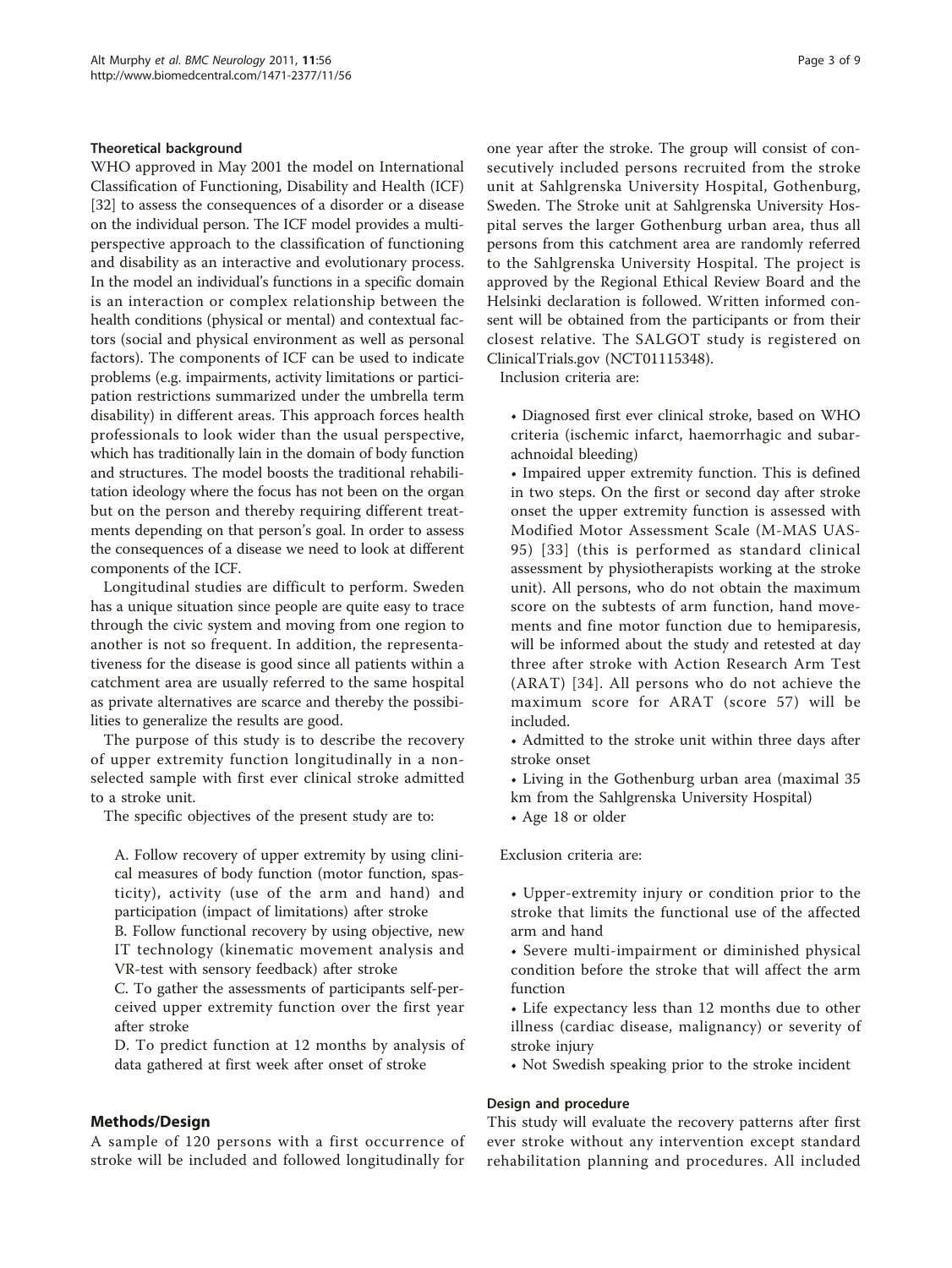### Theoretical background

WHO approved in May 2001 the model on International Classification of Functioning, Disability and Health (ICF) [32] to assess the consequences of a disorder or a disease on the individual person. The ICF model provides a multi-perspective approach to the classification of functioning and disability as an interactive and evolutionary process. In the model an individual's functions in a specific domain is an interaction or complex relationship between the health conditions (physical or mental) and contextual factors (social and physical environment as well as personal factors). The components of ICF can be used to indicate problems (e.g. impairments, activity limitations or participation restrictions summarized under the umbrella term disability) in different areas. This approach forces health professionals to look wider than the usual perspective, which has traditionally lain in the domain of body function and structures. The model boosts the traditional rehabilitation ideology where the focus has not been on the organ but on the person and thereby requiring different treatments depending on that person's goal. In order to assess the consequences of a disease we need to look at different components of the ICF.

Longitudinal studies are difficult to perform. Sweden has a unique situation since people are quite easy to trace through the civic system and moving from one region to another is not so frequent. In addition, the representativeness for the disease is good since all patients within a catchment area are usually referred to the same hospital as private alternatives are scarce and thereby the possibilities to generalize the results are good.

The purpose of this study is to describe the recovery of upper extremity function longitudinally in a non-selected sample with first ever clinical stroke admitted to a stroke unit.

The specific objectives of the present study are to:

A. Follow recovery of upper extremity by using clinical measures of body function (motor function, spasticity), activity (use of the arm and hand) and participation (impact of limitations) after stroke

B. Follow functional recovery by using objective, new IT technology (kinematic movement analysis and VR-test with sensory feedback) after stroke

C. To gather the assessments of participants self-perceived upper extremity function over the first year after stroke

D. To predict function at 12 months by analysis of data gathered at first week after onset of stroke

## Methods/Design

A sample of 120 persons with a first occurrence of stroke will be included and followed longitudinally for one year after the stroke. The group will consist of consecutively included persons recruited from the stroke unit at Sahlgrenska University Hospital, Gothenburg, Sweden. The Stroke unit at Sahlgrenska University Hospital serves the larger Gothenburg urban area, thus all persons from this catchment area are randomly referred to the Sahlgrenska University Hospital. The project is approved by the Regional Ethical Review Board and the Helsinki declaration is followed. Written informed consent will be obtained from the participants or from their closest relative. The SALGOT study is registered on ClinicalTrials.gov (NCT01115348).

Inclusion criteria are:

- Diagnosed first ever clinical stroke, based on WHO criteria (ischemic infarct, haemorrhagic and subarachnoidal bleeding)
- Impaired upper extremity function. This is defined in two steps. On the first or second day after stroke onset the upper extremity function is assessed with Modified Motor Assessment Scale (M-MAS UAS-95) [33] (this is performed as standard clinical assessment by physiotherapists working at the stroke unit). All persons, who do not obtain the maximum score on the subtests of arm function, hand movements and fine motor function due to hemiparesis, will be informed about the study and retested at day three after stroke with Action Research Arm Test (ARAT) [34]. All persons who do not achieve the maximum score for ARAT (score 57) will be included.
- Admitted to the stroke unit within three days after stroke onset
- Living in the Gothenburg urban area (maximal 35 km from the Sahlgrenska University Hospital)
- Age 18 or older

Exclusion criteria are:

- Upper-extremity injury or condition prior to the stroke that limits the functional use of the affected arm and hand
- Severe multi-impairment or diminished physical condition before the stroke that will affect the arm function
- Life expectancy less than 12 months due to other illness (cardiac disease, malignancy) or severity of stroke injury
- Not Swedish speaking prior to the stroke incident

### Design and procedure

This study will evaluate the recovery patterns after first ever stroke without any intervention except standard rehabilitation planning and procedures. All included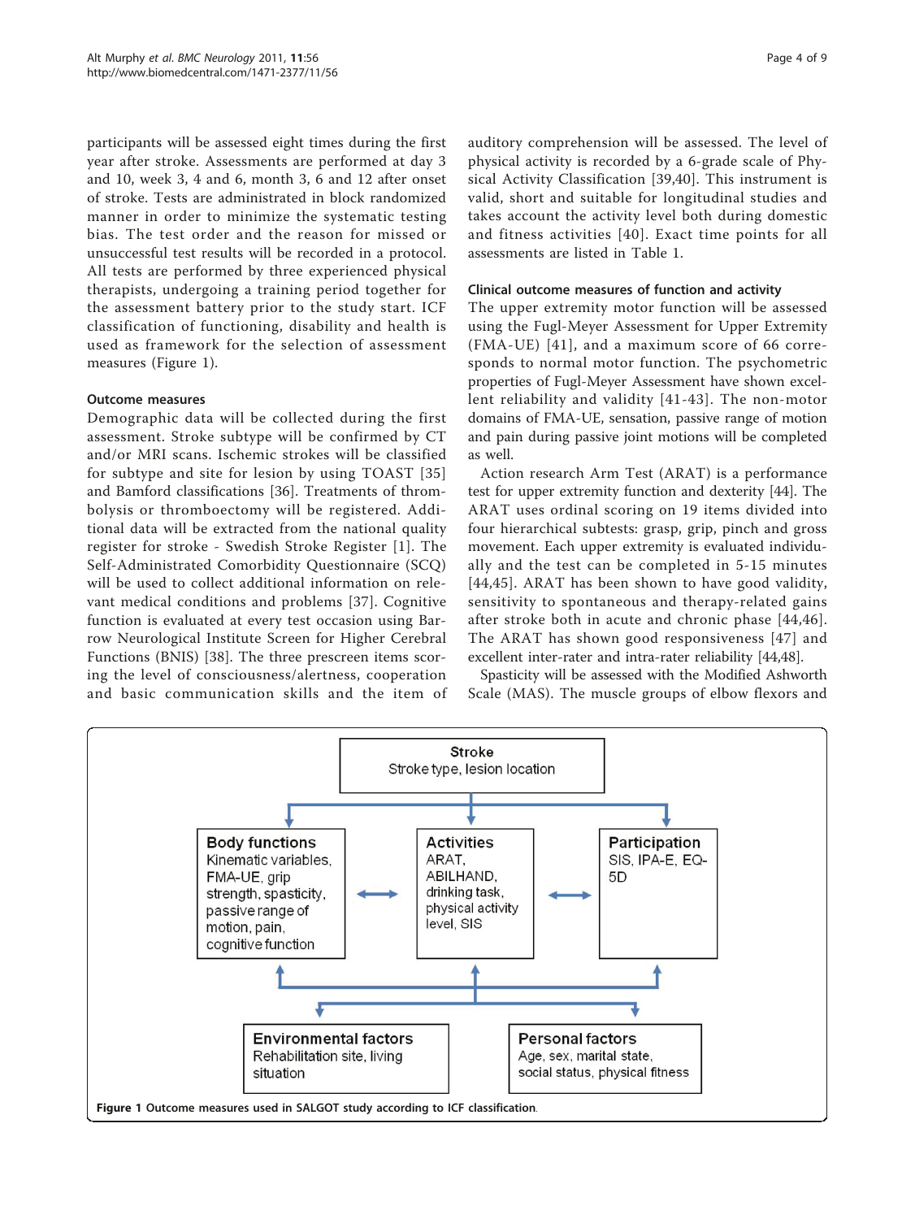participants will be assessed eight times during the first year after stroke. Assessments are performed at day 3 and 10, week 3, 4 and 6, month 3, 6 and 12 after onset of stroke. Tests are administrated in block randomized manner in order to minimize the systematic testing bias. The test order and the reason for missed or unsuccessful test results will be recorded in a protocol. All tests are performed by three experienced physical therapists, undergoing a training period together for the assessment battery prior to the study start. ICF classification of functioning, disability and health is used as framework for the selection of assessment measures (Figure 1).

### Outcome measures

Demographic data will be collected during the first assessment. Stroke subtype will be confirmed by CT and/or MRI scans. Ischemic strokes will be classified for subtype and site for lesion by using TOAST [35] and Bamford classifications [36]. Treatments of thrombolysis or thromboectomy will be registered. Additional data will be extracted from the national quality register for stroke - Swedish Stroke Register [1]. The Self-Administrated Comorbidity Questionnaire (SCQ) will be used to collect additional information on relevant medical conditions and problems [37]. Cognitive function is evaluated at every test occasion using Barrow Neurological Institute Screen for Higher Cerebral Functions (BNIS) [38]. The three prescreen items scoring the level of consciousness/alertness, cooperation and basic communication skills and the item of auditory comprehension will be assessed. The level of physical activity is recorded by a 6-grade scale of Physical Activity Classification [39,40]. This instrument is valid, short and suitable for longitudinal studies and takes account the activity level both during domestic and fitness activities [40]. Exact time points for all assessments are listed in Table 1.

### Clinical outcome measures of function and activity

The upper extremity motor function will be assessed using the Fugl-Meyer Assessment for Upper Extremity (FMA-UE) [41], and a maximum score of 66 corresponds to normal motor function. The psychometric properties of Fugl-Meyer Assessment have shown excellent reliability and validity [41-43]. The non-motor domains of FMA-UE, sensation, passive range of motion and pain during passive joint motions will be completed as well.

Action research Arm Test (ARAT) is a performance test for upper extremity function and dexterity [44]. The ARAT uses ordinal scoring on 19 items divided into four hierarchical subtests: grasp, grip, pinch and gross movement. Each upper extremity is evaluated individually and the test can be completed in 5-15 minutes [44,45]. ARAT has been shown to have good validity, sensitivity to spontaneous and therapy-related gains after stroke both in acute and chronic phase [44,46]. The ARAT has shown good responsiveness [47] and excellent inter-rater and intra-rater reliability [44,48].

Spasticity will be assessed with the Modified Ashworth Scale (MAS). The muscle groups of elbow flexors and

**Stroke**
Stroke type, lesion location

**Body functions**
Kinematic variables, FMA-UE, grip strength, spasticity, passive range of motion, pain, cognitive function

**Activities**
ARAT, ABILHAND, drinking task, physical activity level, SIS

**Participation**
SIS, IPA-E, EQ-5D

**Environmental factors**
Rehabilitation site, living situation

**Personal factors**
Age, sex, marital state, social status, physical fitness

**Figure 1** Outcome measures used in SALGOT study according to ICF classification.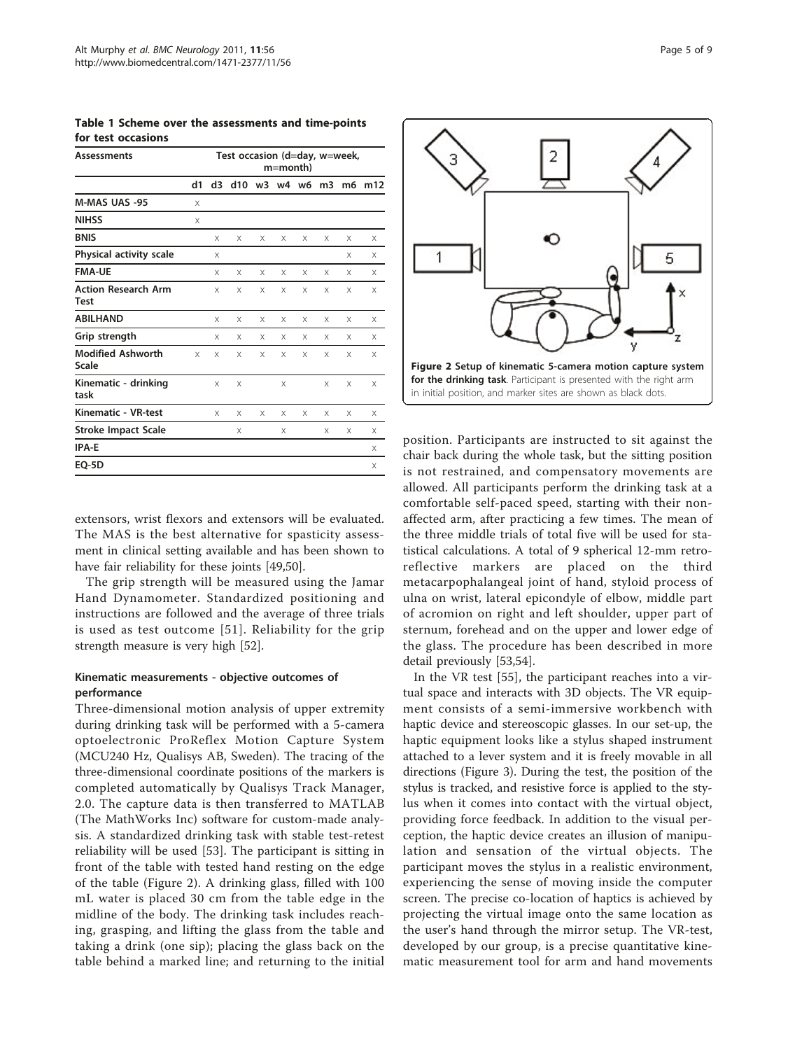**Table 1 Scheme over the assessments and time-points for test occasions**

| Assessments | Test occasion (d=day, w=week, m=month) | | | | | | | | |
|---|---|---|---|---|---|---|---|---|---|
| | d1 | d3 | d10 | w3 | w4 | w6 | m3 | m6 | m12 |
| **M-MAS UAS -95** | x | | | | | | | | |
| **NIHSS** | x | | | | | | | | |
| **BNIS** | | x | x | x | x | x | x | x | x |
| **Physical activity scale** | | x | | | | | | x | x |
| **FMA-UE** | | x | x | x | x | x | x | x | x |
| **Action Research Arm Test** | | x | x | x | x | x | x | x | x |
| **ABILHAND** | | x | x | x | x | x | x | x | x |
| **Grip strength** | | x | x | x | x | x | x | x | x |
| **Modified Ashworth Scale** | x | x | x | x | x | x | x | x | x |
| **Kinematic - drinking task** | | x | x | | x | | x | x | x |
| **Kinematic - VR-test** | | x | x | x | x | x | x | x | x |
| **Stroke Impact Scale** | | | x | | x | | x | x | x |
| **IPA-E** | | | | | | | | | x |
| **EQ-5D** | | | | | | | | | x |

extensors, wrist flexors and extensors will be evaluated. The MAS is the best alternative for spasticity assessment in clinical setting available and has been shown to have fair reliability for these joints [49,50].

The grip strength will be measured using the Jamar Hand Dynamometer. Standardized positioning and instructions are followed and the average of three trials is used as test outcome [51]. Reliability for the grip strength measure is very high [52].

### Kinematic measurements - objective outcomes of performance

Three-dimensional motion analysis of upper extremity during drinking task will be performed with a 5-camera optoelectronic ProReflex Motion Capture System (MCU240 Hz, Qualisys AB, Sweden). The tracing of the three-dimensional coordinate positions of the markers is completed automatically by Qualisys Track Manager, 2.0. The capture data is then transferred to MATLAB (The MathWorks Inc) software for custom-made analysis. A standardized drinking task with stable test-retest reliability will be used [53]. The participant is sitting in front of the table with tested hand resting on the edge of the table (Figure 2). A drinking glass, filled with 100 mL water is placed 30 cm from the table edge in the midline of the body. The drinking task includes reaching, grasping, and lifting the glass from the table and taking a drink (one sip); placing the glass back on the table behind a marked line; and returning to the initial position. Participants are instructed to sit against the chair back during the whole task, but the sitting position is not restrained, and compensatory movements are allowed. All participants perform the drinking task at a comfortable self-paced speed, starting with their non-affected arm, after practicing a few times. The mean of the three middle trials of total five will be used for statistical calculations. A total of 9 spherical 12-mm retro-reflective markers are placed on the third metacarpophalangeal joint of hand, styloid process of ulna on wrist, lateral epicondyle of elbow, middle part of acromion on right and left shoulder, upper part of sternum, forehead and on the upper and lower edge of the glass. The procedure has been described in more detail previously [53,54].

**Figure 2 Setup of kinematic 5-camera motion capture system for the drinking task**. Participant is presented with the right arm in initial position, and marker sites are shown as black dots.

In the VR test [55], the participant reaches into a virtual space and interacts with 3D objects. The VR equipment consists of a semi-immersive workbench with haptic device and stereoscopic glasses. In our set-up, the haptic equipment looks like a stylus shaped instrument attached to a lever system and it is freely movable in all directions (Figure 3). During the test, the position of the stylus is tracked, and resistive force is applied to the stylus when it comes into contact with the virtual object, providing force feedback. In addition to the visual perception, the haptic device creates an illusion of manipulation and sensation of the virtual objects. The participant moves the stylus in a realistic environment, experiencing the sense of moving inside the computer screen. The precise co-location of haptics is achieved by projecting the virtual image onto the same location as the user's hand through the mirror setup. The VR-test, developed by our group, is a precise quantitative kinematic measurement tool for arm and hand movements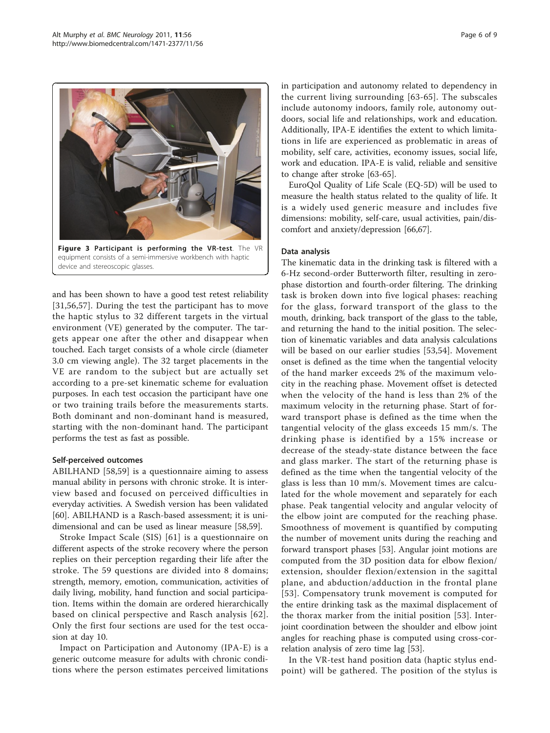Figure 3 **Participant is performing the VR-test**. The VR equipment consists of a semi-immersive workbench with haptic device and stereoscopic glasses.

and has been shown to have a good test retest reliability [31,56,57]. During the test the participant has to move the haptic stylus to 32 different targets in the virtual environment (VE) generated by the computer. The targets appear one after the other and disappear when touched. Each target consists of a whole circle (diameter 3.0 cm viewing angle). The 32 target placements in the VE are random to the subject but are actually set according to a pre-set kinematic scheme for evaluation purposes. In each test occasion the participant have one or two training trails before the measurements starts. Both dominant and non-dominant hand is measured, starting with the non-dominant hand. The participant performs the test as fast as possible.

### Self-perceived outcomes

ABILHAND [58,59] is a questionnaire aiming to assess manual ability in persons with chronic stroke. It is interview based and focused on perceived difficulties in everyday activities. A Swedish version has been validated [60]. ABILHAND is a Rasch-based assessment; it is unidimensional and can be used as linear measure [58,59].

Stroke Impact Scale (SIS) [61] is a questionnaire on different aspects of the stroke recovery where the person replies on their perception regarding their life after the stroke. The 59 questions are divided into 8 domains; strength, memory, emotion, communication, activities of daily living, mobility, hand function and social participation. Items within the domain are ordered hierarchically based on clinical perspective and Rasch analysis [62]. Only the first four sections are used for the test occasion at day 10.

Impact on Participation and Autonomy (IPA-E) is a generic outcome measure for adults with chronic conditions where the person estimates perceived limitations in participation and autonomy related to dependency in the current living surrounding [63-65]. The subscales include autonomy indoors, family role, autonomy outdoors, social life and relationships, work and education. Additionally, IPA-E identifies the extent to which limitations in life are experienced as problematic in areas of mobility, self care, activities, economy issues, social life, work and education. IPA-E is valid, reliable and sensitive to change after stroke [63-65].

EuroQol Quality of Life Scale (EQ-5D) will be used to measure the health status related to the quality of life. It is a widely used generic measure and includes five dimensions: mobility, self-care, usual activities, pain/discomfort and anxiety/depression [66,67].

### Data analysis

The kinematic data in the drinking task is filtered with a 6-Hz second-order Butterworth filter, resulting in zero-phase distortion and fourth-order filtering. The drinking task is broken down into five logical phases: reaching for the glass, forward transport of the glass to the mouth, drinking, back transport of the glass to the table, and returning the hand to the initial position. The selection of kinematic variables and data analysis calculations will be based on our earlier studies [53,54]. Movement onset is defined as the time when the tangential velocity of the hand marker exceeds 2% of the maximum velocity in the reaching phase. Movement offset is detected when the velocity of the hand is less than 2% of the maximum velocity in the returning phase. Start of forward transport phase is defined as the time when the tangential velocity of the glass exceeds 15 mm/s. The drinking phase is identified by a 15% increase or decrease of the steady-state distance between the face and glass marker. The start of the returning phase is defined as the time when the tangential velocity of the glass is less than 10 mm/s. Movement times are calculated for the whole movement and separately for each phase. Peak tangential velocity and angular velocity of the elbow joint are computed for the reaching phase. Smoothness of movement is quantified by computing the number of movement units during the reaching and forward transport phases [53]. Angular joint motions are computed from the 3D position data for elbow flexion/extension, shoulder flexion/extension in the sagittal plane, and abduction/adduction in the frontal plane [53]. Compensatory trunk movement is computed for the entire drinking task as the maximal displacement of the thorax marker from the initial position [53]. Inter-joint coordination between the shoulder and elbow joint angles for reaching phase is computed using cross-correlation analysis of zero time lag [53].

In the VR-test hand position data (haptic stylus endpoint) will be gathered. The position of the stylus is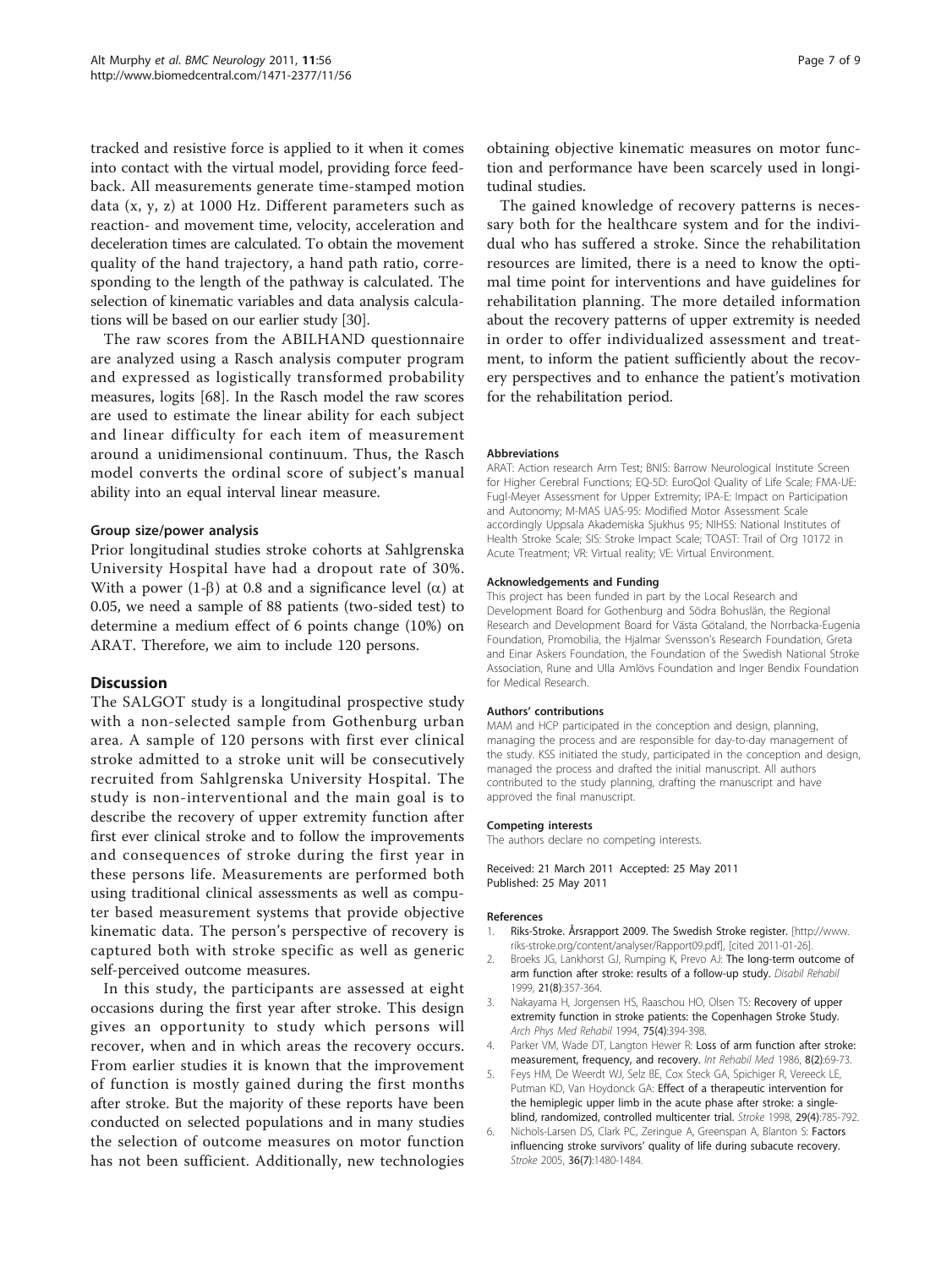tracked and resistive force is applied to it when it comes into contact with the virtual model, providing force feedback. All measurements generate time-stamped motion data (x, y, z) at 1000 Hz. Different parameters such as reaction- and movement time, velocity, acceleration and deceleration times are calculated. To obtain the movement quality of the hand trajectory, a hand path ratio, corresponding to the length of the pathway is calculated. The selection of kinematic variables and data analysis calculations will be based on our earlier study [30].

The raw scores from the ABILHAND questionnaire are analyzed using a Rasch analysis computer program and expressed as logistically transformed probability measures, logits [68]. In the Rasch model the raw scores are used to estimate the linear ability for each subject and linear difficulty for each item of measurement around a unidimensional continuum. Thus, the Rasch model converts the ordinal score of subject's manual ability into an equal interval linear measure.

#### Group size/power analysis

Prior longitudinal studies stroke cohorts at Sahlgrenska University Hospital have had a dropout rate of 30%. With a power (1-$\beta$) at 0.8 and a significance level ($\alpha$) at 0.05, we need a sample of 88 patients (two-sided test) to determine a medium effect of 6 points change (10%) on ARAT. Therefore, we aim to include 120 persons.

## Discussion

The SALGOT study is a longitudinal prospective study with a non-selected sample from Gothenburg urban area. A sample of 120 persons with first ever clinical stroke admitted to a stroke unit will be consecutively recruited from Sahlgrenska University Hospital. The study is non-interventional and the main goal is to describe the recovery of upper extremity function after first ever clinical stroke and to follow the improvements and consequences of stroke during the first year in these persons life. Measurements are performed both using traditional clinical assessments as well as computer based measurement systems that provide objective kinematic data. The person's perspective of recovery is captured both with stroke specific as well as generic self-perceived outcome measures.

In this study, the participants are assessed at eight occasions during the first year after stroke. This design gives an opportunity to study which persons will recover, when and in which areas the recovery occurs. From earlier studies it is known that the improvement of function is mostly gained during the first months after stroke. But the majority of these reports have been conducted on selected populations and in many studies the selection of outcome measures on motor function has not been sufficient. Additionally, new technologies obtaining objective kinematic measures on motor function and performance have been scarcely used in longitudinal studies.

The gained knowledge of recovery patterns is necessary both for the healthcare system and for the individual who has suffered a stroke. Since the rehabilitation resources are limited, there is a need to know the optimal time point for interventions and have guidelines for rehabilitation planning. The more detailed information about the recovery patterns of upper extremity is needed in order to offer individualized assessment and treatment, to inform the patient sufficiently about the recovery perspectives and to enhance the patient's motivation for the rehabilitation period.

#### Abbreviations

ARAT: Action research Arm Test; BNIS: Barrow Neurological Institute Screen for Higher Cerebral Functions; EQ-5D: EuroQol Quality of Life Scale; FMA-UE: Fugl-Meyer Assessment for Upper Extremity; IPA-E: Impact on Participation and Autonomy; M-MAS UAS-95: Modified Motor Assessment Scale accordingly Uppsala Akademiska Sjukhus 95; NIHSS: National Institutes of Health Stroke Scale; SIS: Stroke Impact Scale; TOAST: Trail of Org 10172 in Acute Treatment; VR: Virtual reality; VE: Virtual Environment.

#### Acknowledgements and Funding

This project has been funded in part by the Local Research and Development Board for Gothenburg and Södra Bohuslän, the Regional Research and Development Board for Västa Götaland, the Norrbacka-Eugenia Foundation, Promobilia, the Hjalmar Svensson's Research Foundation, Greta and Einar Askers Foundation, the Foundation of the Swedish National Stroke Association, Rune and Ulla Amlövs Foundation and Inger Bendix Foundation for Medical Research.

#### Authors' contributions

MAM and HCP participated in the conception and design, planning, managing the process and are responsible for day-to-day management of the study. KSS initiated the study, participated in the conception and design, managed the process and drafted the initial manuscript. All authors contributed to the study planning, drafting the manuscript and have approved the final manuscript.

#### Competing interests

The authors declare no competing interests.

Received: 21 March 2011 Accepted: 25 May 2011
Published: 25 May 2011

#### References

1. Riks-Stroke. Årsrapport 2009. The Swedish Stroke register. [http://www.riks-stroke.org/content/analyser/Rapport09.pdf], [cited 2011-01-26].
2. Broeks JG, Lankhorst GJ, Rumping K, Prevo AJ: The long-term outcome of arm function after stroke: results of a follow-up study. *Disabil Rehabil* 1999, **21(8)**:357-364.
3. Nakayama H, Jorgensen HS, Raaschou HO, Olsen TS: Recovery of upper extremity function in stroke patients: the Copenhagen Stroke Study. *Arch Phys Med Rehabil* 1994, **75(4)**:394-398.
4. Parker VM, Wade DT, Langton Hewer R: Loss of arm function after stroke: measurement, frequency, and recovery. *Int Rehabil Med* 1986, **8(2)**:69-73.
5. Feys HM, De Weerdt WJ, Selz BE, Cox Steck GA, Spichiger R, Vereeck LE, Putman KD, Van Hoydonck GA: Effect of a therapeutic intervention for the hemiplegic upper limb in the acute phase after stroke: a single-blind, randomized, controlled multicenter trial. *Stroke* 1998, **29(4)**:785-792.
6. Nichols-Larsen DS, Clark PC, Zeringue A, Greenspan A, Blanton S: Factors influencing stroke survivors' quality of life during subacute recovery. *Stroke* 2005, **36(7)**:1480-1484.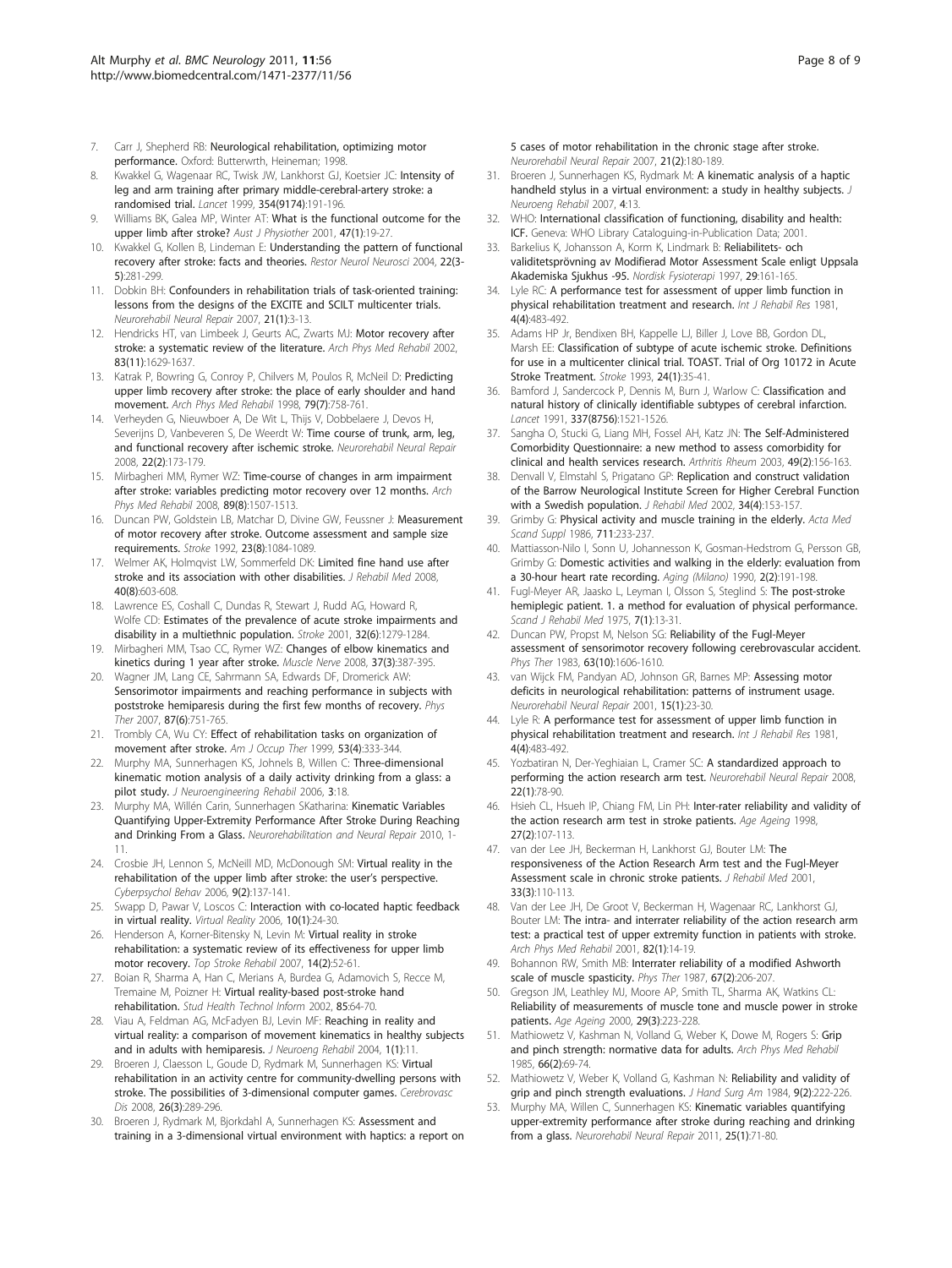7. Carr J, Shepherd RB: **Neurological rehabilitation, optimizing motor performance.** Oxford: Butterwrth, Heineman; 1998.
8. Kwakkel G, Wagenaar RC, Twisk JW, Lankhorst GJ, Koetsier JC: **Intensity of leg and arm training after primary middle-cerebral-artery stroke: a randomised trial.** *Lancet* 1999, **354(9174)**:191-196.
9. Williams BK, Galea MP, Winter AT: **What is the functional outcome for the upper limb after stroke?** *Aust J Physiother* 2001, **47(1)**:19-27.
10. Kwakkel G, Kollen B, Lindeman E: **Understanding the pattern of functional recovery after stroke: facts and theories.** *Restor Neurol Neurosci* 2004, **22(3-5)**:281-299.
11. Dobkin BH: **Confounders in rehabilitation trials of task-oriented training: lessons from the designs of the EXCITE and SCILT multicenter trials.** *Neurorehabil Neural Repair* 2007, **21(1)**:3-13.
12. Hendricks HT, van Limbeek J, Geurts AC, Zwarts MJ: **Motor recovery after stroke: a systematic review of the literature.** *Arch Phys Med Rehabil* 2002, **83(11)**:1629-1637.
13. Katrak P, Bowring G, Conroy P, Chilvers M, Poulos R, McNeil D: **Predicting upper limb recovery after stroke: the place of early shoulder and hand movement.** *Arch Phys Med Rehabil* 1998, **79(7)**:758-761.
14. Verheyden G, Nieuwboer A, De Wit L, Thijs V, Dobbelaere J, Devos H, Severijns D, Vanbeveren S, De Weerdt W: **Time course of trunk, arm, leg, and functional recovery after ischemic stroke.** *Neurorehabil Neural Repair* 2008, **22(2)**:173-179.
15. Mirbagheri MM, Rymer WZ: **Time-course of changes in arm impairment after stroke: variables predicting motor recovery over 12 months.** *Arch Phys Med Rehabil* 2008, **89(8)**:1507-1513.
16. Duncan PW, Goldstein LB, Matchar D, Divine GW, Feussner J: **Measurement of motor recovery after stroke. Outcome assessment and sample size requirements.** *Stroke* 1992, **23(8)**:1084-1089.
17. Welmer AK, Holmqvist LW, Sommerfeld DK: **Limited fine hand use after stroke and its association with other disabilities.** *J Rehabil Med* 2008, **40(8)**:603-608.
18. Lawrence ES, Coshall C, Dundas R, Stewart J, Rudd AG, Howard R, Wolfe CD: **Estimates of the prevalence of acute stroke impairments and disability in a multiethnic population.** *Stroke* 2001, **32(6)**:1279-1284.
19. Mirbagheri MM, Tsao CC, Rymer WZ: **Changes of elbow kinematics and kinetics during 1 year after stroke.** *Muscle Nerve* 2008, **37(3)**:387-395.
20. Wagner JM, Lang CE, Sahrmann SA, Edwards DF, Dromerick AW: **Sensorimotor impairments and reaching performance in subjects with poststroke hemiparesis during the first few months of recovery.** *Phys Ther* 2007, **87(6)**:751-765.
21. Trombly CA, Wu CY: **Effect of rehabilitation tasks on organization of movement after stroke.** *Am J Occup Ther* 1999, **53(4)**:333-344.
22. Murphy MA, Sunnerhagen KS, Johnels B, Willen C: **Three-dimensional kinematic motion analysis of a daily activity drinking from a glass: a pilot study.** *J Neuroengineering Rehabil* 2006, **3**:18.
23. Murphy MA, Willén Carin, Sunnerhagen SKatharina: **Kinematic Variables Quantifying Upper-Extremity Performance After Stroke During Reaching and Drinking From a Glass.** *Neurorehabilitation and Neural Repair* 2010, 1-11.
24. Crosbie JH, Lennon S, McNeill MD, McDonough SM: **Virtual reality in the rehabilitation of the upper limb after stroke: the user's perspective.** *Cyberpsychol Behav* 2006, **9(2)**:137-141.
25. Swapp D, Pawar V, Loscos C: **Interaction with co-located haptic feedback in virtual reality.** *Virtual Reality* 2006, **10(1)**:24-30.
26. Henderson A, Korner-Bitensky N, Levin M: **Virtual reality in stroke rehabilitation: a systematic review of its effectiveness for upper limb motor recovery.** *Top Stroke Rehabil* 2007, **14(2)**:52-61.
27. Boian R, Sharma A, Han C, Merians A, Burdea G, Adamovich S, Recce M, Tremaine M, Poizner H: **Virtual reality-based post-stroke hand rehabilitation.** *Stud Health Technol Inform* 2002, **85**:64-70.
28. Viau A, Feldman AG, McFadyen BJ, Levin MF: **Reaching in reality and virtual reality: a comparison of movement kinematics in healthy subjects and in adults with hemiparesis.** *J Neuroeng Rehabil* 2004, **1(1)**:11.
29. Broeren J, Claesson L, Goude D, Rydmark M, Sunnerhagen KS: **Virtual rehabilitation in an activity centre for community-dwelling persons with stroke. The possibilities of 3-dimensional computer games.** *Cerebrovasc Dis* 2008, **26(3)**:289-296.
30. Broeren J, Rydmark M, Bjorkdahl A, Sunnerhagen KS: **Assessment and training in a 3-dimensional virtual environment with haptics: a report on 5 cases of motor rehabilitation in the chronic stage after stroke.** *Neurorehabil Neural Repair* 2007, **21(2)**:180-189.
31. Broeren J, Sunnerhagen KS, Rydmark M: **A kinematic analysis of a haptic handheld stylus in a virtual environment: a study in healthy subjects.** *J Neuroeng Rehabil* 2007, **4**:13.
32. WHO: **International classification of functioning, disability and health: ICF.** Geneva: WHO Library Cataloguing-in-Publication Data; 2001.
33. Barkelius K, Johansson A, Korm K, Lindmark B: **Reliabilitets- och validitetsprövning av Modifierad Motor Assessment Scale enligt Uppsala Akademiska Sjukhus -95.** *Nordisk Fysioterapi* 1997, **29**:161-165.
34. Lyle RC: **A performance test for assessment of upper limb function in physical rehabilitation treatment and research.** *Int J Rehabil Res* 1981, **4(4)**:483-492.
35. Adams HP Jr, Bendixen BH, Kappelle LJ, Biller J, Love BB, Gordon DL, Marsh EE: **Classification of subtype of acute ischemic stroke. Definitions for use in a multicenter clinical trial. TOAST. Trial of Org 10172 in Acute Stroke Treatment.** *Stroke* 1993, **24(1)**:35-41.
36. Bamford J, Sandercock P, Dennis M, Burn J, Warlow C: **Classification and natural history of clinically identifiable subtypes of cerebral infarction.** *Lancet* 1991, **337(8756)**:1521-1526.
37. Sangha O, Stucki G, Liang MH, Fossel AH, Katz JN: **The Self-Administered Comorbidity Questionnaire: a new method to assess comorbidity for clinical and health services research.** *Arthritis Rheum* 2003, **49(2)**:156-163.
38. Denvall V, Elmstahl S, Prigatano GP: **Replication and construct validation of the Barrow Neurological Institute Screen for Higher Cerebral Function with a Swedish population.** *J Rehabil Med* 2002, **34(4)**:153-157.
39. Grimby G: **Physical activity and muscle training in the elderly.** *Acta Med Scand Suppl* 1986, **711**:233-237.
40. Mattiasson-Nilo I, Sonn U, Johannesson K, Gosman-Hedstrom G, Persson GB, Grimby G: **Domestic activities and walking in the elderly: evaluation from a 30-hour heart rate recording.** *Aging (Milano)* 1990, **2(2)**:191-198.
41. Fugl-Meyer AR, Jaasko L, Leyman I, Olsson S, Steglind S: **The post-stroke hemiplegic patient. 1. a method for evaluation of physical performance.** *Scand J Rehabil Med* 1975, **7(1)**:13-31.
42. Duncan PW, Propst M, Nelson SG: **Reliability of the Fugl-Meyer assessment of sensorimotor recovery following cerebrovascular accident.** *Phys Ther* 1983, **63(10)**:1606-1610.
43. van Wijck FM, Pandyan AD, Johnson GR, Barnes MP: **Assessing motor deficits in neurological rehabilitation: patterns of instrument usage.** *Neurorehabil Neural Repair* 2001, **15(1)**:23-30.
44. Lyle R: **A performance test for assessment of upper limb function in physical rehabilitation treatment and research.** *Int J Rehabil Res* 1981, **4(4)**:483-492.
45. Yozbatiran N, Der-Yeghiaian L, Cramer SC: **A standardized approach to performing the action research arm test.** *Neurorehabil Neural Repair* 2008, **22(1)**:78-90.
46. Hsieh CL, Hsueh IP, Chiang FM, Lin PH: **Inter-rater reliability and validity of the action research arm test in stroke patients.** *Age Ageing* 1998, **27(2)**:107-113.
47. van der Lee JH, Beckerman H, Lankhorst GJ, Bouter LM: **The responsiveness of the Action Research Arm test and the Fugl-Meyer Assessment scale in chronic stroke patients.** *J Rehabil Med* 2001, **33(3)**:110-113.
48. Van der Lee JH, De Groot V, Beckerman H, Wagenaar RC, Lankhorst GJ, Bouter LM: **The intra- and interrater reliability of the action research arm test: a practical test of upper extremity function in patients with stroke.** *Arch Phys Med Rehabil* 2001, **82(1)**:14-19.
49. Bohannon RW, Smith MB: **Interrater reliability of a modified Ashworth scale of muscle spasticity.** *Phys Ther* 1987, **67(2)**:206-207.
50. Gregson JM, Leathley MJ, Moore AP, Smith TL, Sharma AK, Watkins CL: **Reliability of measurements of muscle tone and muscle power in stroke patients.** *Age Ageing* 2000, **29(3)**:223-228.
51. Mathiowetz V, Kashman N, Volland G, Weber K, Dowe M, Rogers S: **Grip and pinch strength: normative data for adults.** *Arch Phys Med Rehabil* 1985, **66(2)**:69-74.
52. Mathiowetz V, Weber K, Volland G, Kashman N: **Reliability and validity of grip and pinch strength evaluations.** *J Hand Surg Am* 1984, **9(2)**:222-226.
53. Murphy MA, Willen C, Sunnerhagen KS: **Kinematic variables quantifying upper-extremity performance after stroke during reaching and drinking from a glass.** *Neurorehabil Neural Repair* 2011, **25(1)**:71-80.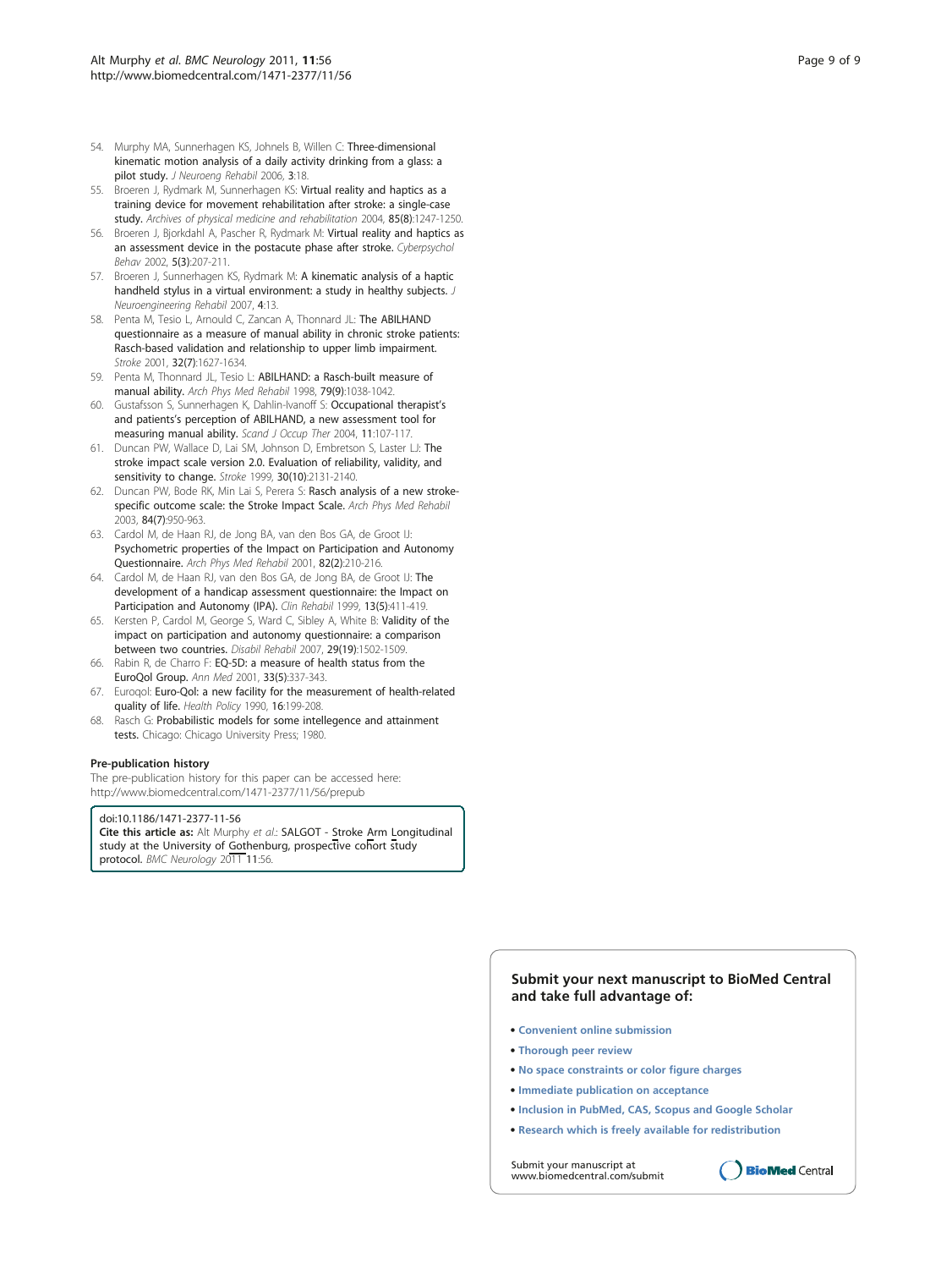54. Murphy MA, Sunnerhagen KS, Johnels B, Willen C: **Three-dimensional kinematic motion analysis of a daily activity drinking from a glass: a pilot study.** *J Neuroeng Rehabil* 2006, **3**:18.
55. Broeren J, Rydmark M, Sunnerhagen KS: **Virtual reality and haptics as a training device for movement rehabilitation after stroke: a single-case study.** *Archives of physical medicine and rehabilitation* 2004, **85(8)**:1247-1250.
56. Broeren J, Bjorkdahl A, Pascher R, Rydmark M: **Virtual reality and haptics as an assessment device in the postacute phase after stroke.** *Cyberpsychol Behav* 2002, **5(3)**:207-211.
57. Broeren J, Sunnerhagen KS, Rydmark M: **A kinematic analysis of a haptic handheld stylus in a virtual environment: a study in healthy subjects.** *J Neuroengineering Rehabil* 2007, **4**:13.
58. Penta M, Tesio L, Arnould C, Zancan A, Thonnard JL: **The ABILHAND questionnaire as a measure of manual ability in chronic stroke patients: Rasch-based validation and relationship to upper limb impairment.** *Stroke* 2001, **32(7)**:1627-1634.
59. Penta M, Thonnard JL, Tesio L: **ABILHAND: a Rasch-built measure of manual ability.** *Arch Phys Med Rehabil* 1998, **79(9)**:1038-1042.
60. Gustafsson S, Sunnerhagen K, Dahlin-Ivanoff S: **Occupational therapist's and patients's perception of ABILHAND, a new assessment tool for measuring manual ability.** *Scand J Occup Ther* 2004, **11**:107-117.
61. Duncan PW, Wallace D, Lai SM, Johnson D, Embretson S, Laster LJ: **The stroke impact scale version 2.0. Evaluation of reliability, validity, and sensitivity to change.** *Stroke* 1999, **30(10)**:2131-2140.
62. Duncan PW, Bode RK, Min Lai S, Perera S: **Rasch analysis of a new stroke-specific outcome scale: the Stroke Impact Scale.** *Arch Phys Med Rehabil* 2003, **84(7)**:950-963.
63. Cardol M, de Haan RJ, de Jong BA, van den Bos GA, de Groot IJ: **Psychometric properties of the Impact on Participation and Autonomy Questionnaire.** *Arch Phys Med Rehabil* 2001, **82(2)**:210-216.
64. Cardol M, de Haan RJ, van den Bos GA, de Jong BA, de Groot IJ: **The development of a handicap assessment questionnaire: the Impact on Participation and Autonomy (IPA).** *Clin Rehabil* 1999, **13(5)**:411-419.
65. Kersten P, Cardol M, George S, Ward C, Sibley A, White B: **Validity of the impact on participation and autonomy questionnaire: a comparison between two countries.** *Disabil Rehabil* 2007, **29(19)**:1502-1509.
66. Rabin R, de Charro F: **EQ-5D: a measure of health status from the EuroQol Group.** *Ann Med* 2001, **33(5)**:337-343.
67. Euroqol: **Euro-Qol: a new facility for the measurement of health-related quality of life.** *Health Policy* 1990, **16**:199-208.
68. Rasch G: **Probabilistic models for some intellegence and attainment tests.** Chicago: Chicago University Press; 1980.

### Pre-publication history

The pre-publication history for this paper can be accessed here:
http://www.biomedcentral.com/1471-2377/11/56/prepub

doi:10.1186/1471-2377-11-56

**Cite this article as:** Alt Murphy *et al.*: SALGOT - Stroke Arm Longitudinal study at the University of Gothenburg, prospective cohort study protocol. *BMC Neurology* 2011 11:56.

**Submit your next manuscript to BioMed Central and take full advantage of:**

- **Convenient online submission**
- **Thorough peer review**
- **No space constraints or color figure charges**
- **Immediate publication on acceptance**
- **Inclusion in PubMed, CAS, Scopus and Google Scholar**
- **Research which is freely available for redistribution**

Submit your manuscript at
www.biomedcentral.com/submit

BioMed Central